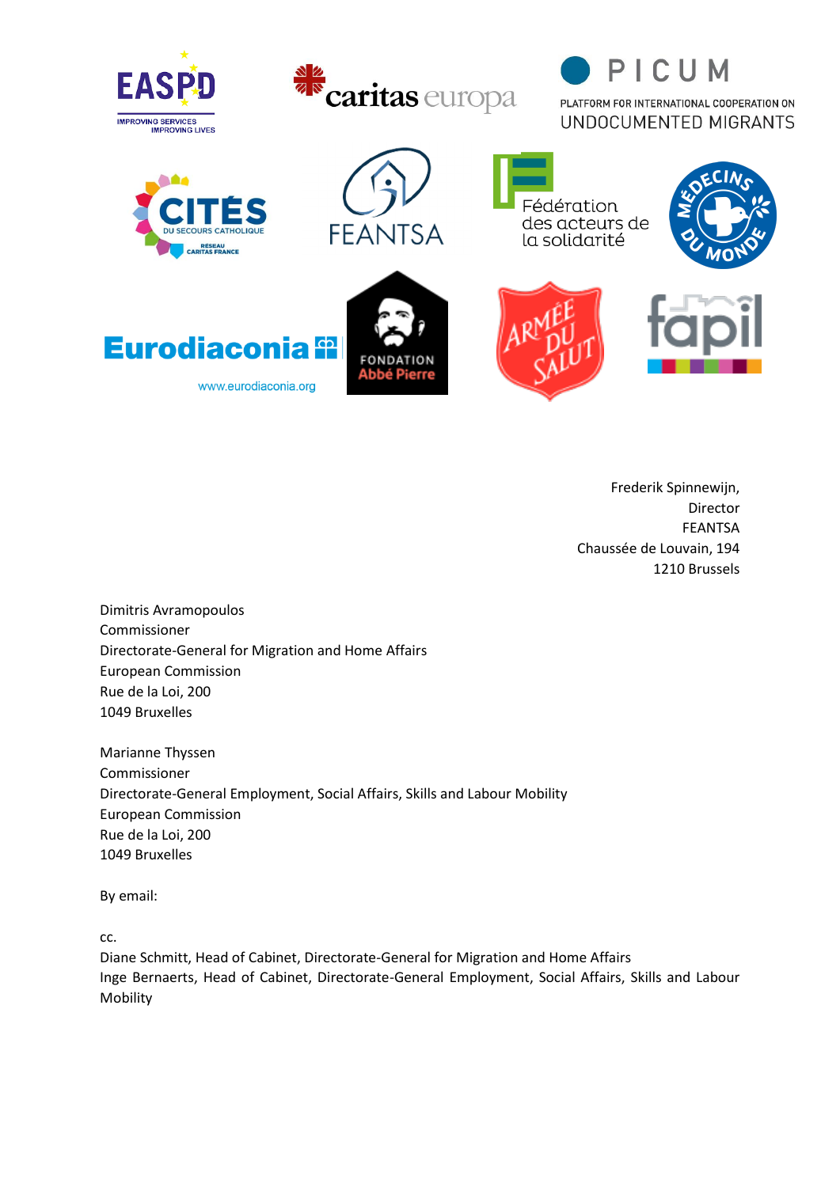Frederik Spinnewijn,
Director
FEANTSA
Chaussée de Louvain, 194
1210 Brussels

Dimitris Avramopoulos
Commissioner
Directorate-General for Migration and Home Affairs
European Commission
Rue de la Loi, 200
1049 Bruxelles

Marianne Thyssen
Commissioner
Directorate-General Employment, Social Affairs, Skills and Labour Mobility
European Commission
Rue de la Loi, 200
1049 Bruxelles

By email:

cc.
Diane Schmitt, Head of Cabinet, Directorate-General for Migration and Home Affairs
Inge Bernaerts, Head of Cabinet, Directorate-General Employment, Social Affairs, Skills and Labour Mobility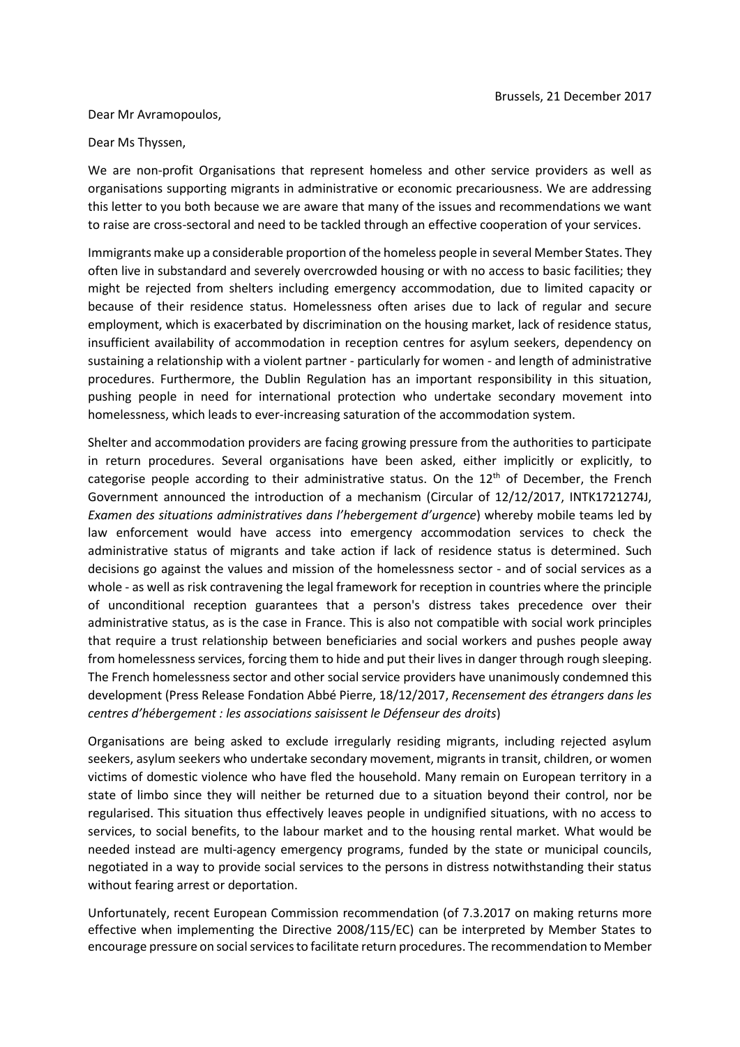Brussels, 21 December 2017

Dear Mr Avramopoulos,

Dear Ms Thyssen,

We are non-profit Organisations that represent homeless and other service providers as well as organisations supporting migrants in administrative or economic precariousness. We are addressing this letter to you both because we are aware that many of the issues and recommendations we want to raise are cross-sectoral and need to be tackled through an effective cooperation of your services.

Immigrants make up a considerable proportion of the homeless people in several Member States. They often live in substandard and severely overcrowded housing or with no access to basic facilities; they might be rejected from shelters including emergency accommodation, due to limited capacity or because of their residence status. Homelessness often arises due to lack of regular and secure employment, which is exacerbated by discrimination on the housing market, lack of residence status, insufficient availability of accommodation in reception centres for asylum seekers, dependency on sustaining a relationship with a violent partner - particularly for women - and length of administrative procedures. Furthermore, the Dublin Regulation has an important responsibility in this situation, pushing people in need for international protection who undertake secondary movement into homelessness, which leads to ever-increasing saturation of the accommodation system.

Shelter and accommodation providers are facing growing pressure from the authorities to participate in return procedures. Several organisations have been asked, either implicitly or explicitly, to categorise people according to their administrative status. On the 12th of December, the French Government announced the introduction of a mechanism (Circular of 12/12/2017, INTK1721274J, *Examen des situations administratives dans l'hebergement d'urgence*) whereby mobile teams led by law enforcement would have access into emergency accommodation services to check the administrative status of migrants and take action if lack of residence status is determined. Such decisions go against the values and mission of the homelessness sector - and of social services as a whole - as well as risk contravening the legal framework for reception in countries where the principle of unconditional reception guarantees that a person's distress takes precedence over their administrative status, as is the case in France. This is also not compatible with social work principles that require a trust relationship between beneficiaries and social workers and pushes people away from homelessness services, forcing them to hide and put their lives in danger through rough sleeping. The French homelessness sector and other social service providers have unanimously condemned this development (Press Release Fondation Abbé Pierre, 18/12/2017, *Recensement des étrangers dans les centres d'hébergement : les associations saisissent le Défenseur des droits*)

Organisations are being asked to exclude irregularly residing migrants, including rejected asylum seekers, asylum seekers who undertake secondary movement, migrants in transit, children, or women victims of domestic violence who have fled the household. Many remain on European territory in a state of limbo since they will neither be returned due to a situation beyond their control, nor be regularised. This situation thus effectively leaves people in undignified situations, with no access to services, to social benefits, to the labour market and to the housing rental market. What would be needed instead are multi-agency emergency programs, funded by the state or municipal councils, negotiated in a way to provide social services to the persons in distress notwithstanding their status without fearing arrest or deportation.

Unfortunately, recent European Commission recommendation (of 7.3.2017 on making returns more effective when implementing the Directive 2008/115/EC) can be interpreted by Member States to encourage pressure on social services to facilitate return procedures. The recommendation to Member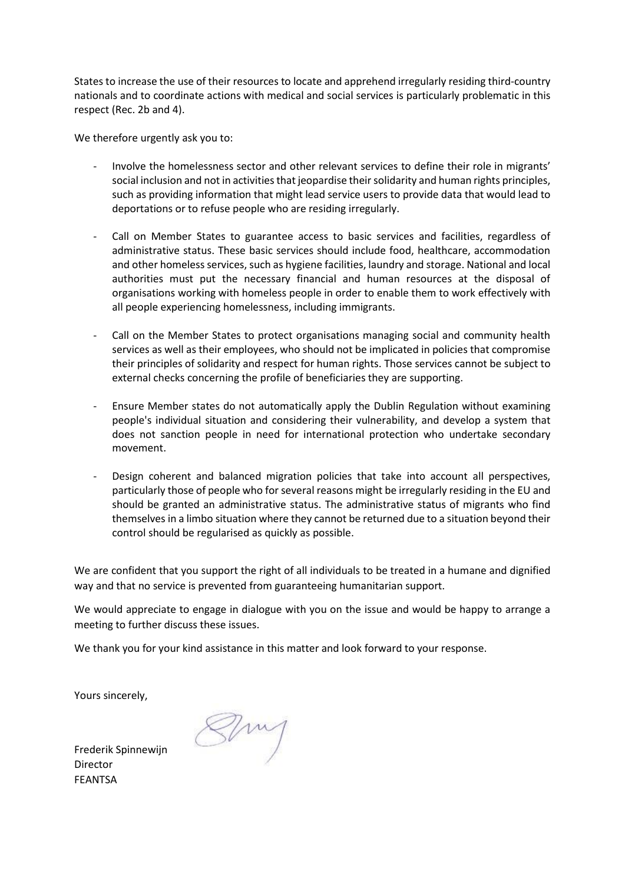States to increase the use of their resources to locate and apprehend irregularly residing third-country nationals and to coordinate actions with medical and social services is particularly problematic in this respect (Rec. 2b and 4).

We therefore urgently ask you to:

- Involve the homelessness sector and other relevant services to define their role in migrants' social inclusion and not in activities that jeopardise their solidarity and human rights principles, such as providing information that might lead service users to provide data that would lead to deportations or to refuse people who are residing irregularly.

- Call on Member States to guarantee access to basic services and facilities, regardless of administrative status. These basic services should include food, healthcare, accommodation and other homeless services, such as hygiene facilities, laundry and storage. National and local authorities must put the necessary financial and human resources at the disposal of organisations working with homeless people in order to enable them to work effectively with all people experiencing homelessness, including immigrants.

- Call on the Member States to protect organisations managing social and community health services as well as their employees, who should not be implicated in policies that compromise their principles of solidarity and respect for human rights. Those services cannot be subject to external checks concerning the profile of beneficiaries they are supporting.

- Ensure Member states do not automatically apply the Dublin Regulation without examining people's individual situation and considering their vulnerability, and develop a system that does not sanction people in need for international protection who undertake secondary movement.

- Design coherent and balanced migration policies that take into account all perspectives, particularly those of people who for several reasons might be irregularly residing in the EU and should be granted an administrative status. The administrative status of migrants who find themselves in a limbo situation where they cannot be returned due to a situation beyond their control should be regularised as quickly as possible.

We are confident that you support the right of all individuals to be treated in a humane and dignified way and that no service is prevented from guaranteeing humanitarian support.

We would appreciate to engage in dialogue with you on the issue and would be happy to arrange a meeting to further discuss these issues.

We thank you for your kind assistance in this matter and look forward to your response.

Yours sincerely,

Frederik Spinnewijn
Director
FEANTSA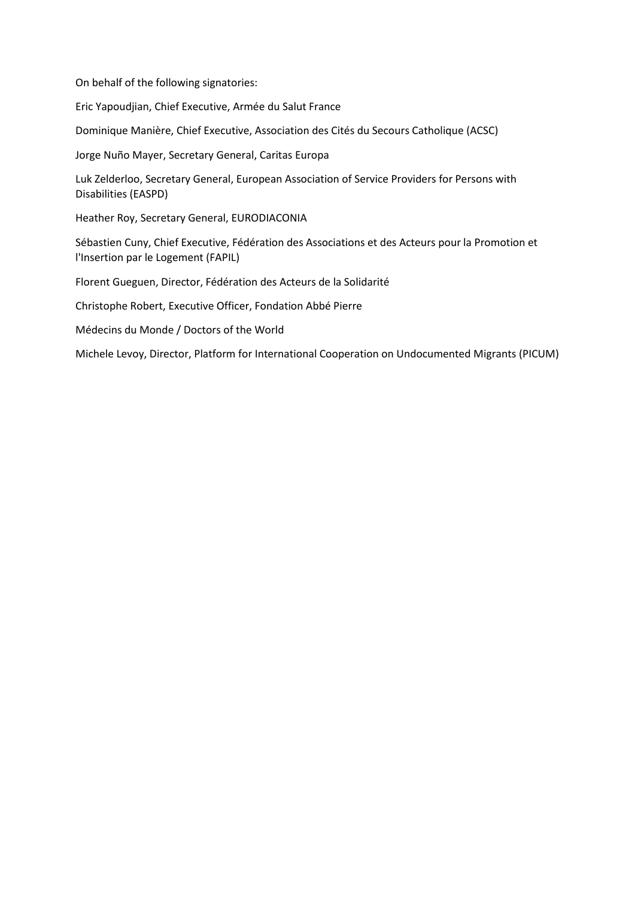On behalf of the following signatories:

Eric Yapoudjian, Chief Executive, Armée du Salut France

Dominique Manière, Chief Executive, Association des Cités du Secours Catholique (ACSC)

Jorge Nuño Mayer, Secretary General, Caritas Europa

Luk Zelderloo, Secretary General, European Association of Service Providers for Persons with Disabilities (EASPD)

Heather Roy, Secretary General, EURODIACONIA

Sébastien Cuny, Chief Executive, Fédération des Associations et des Acteurs pour la Promotion et l'Insertion par le Logement (FAPIL)

Florent Gueguen, Director, Fédération des Acteurs de la Solidarité

Christophe Robert, Executive Officer, Fondation Abbé Pierre

Médecins du Monde / Doctors of the World

Michele Levoy, Director, Platform for International Cooperation on Undocumented Migrants (PICUM)